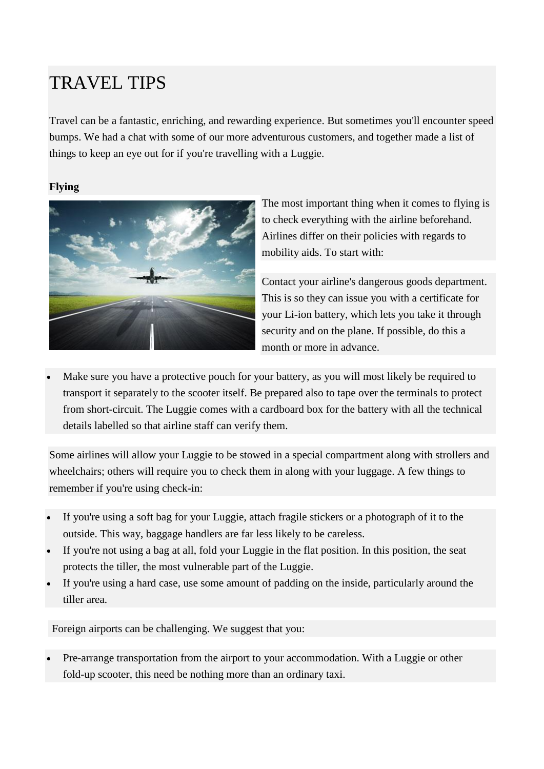# TRAVEL TIPS

Travel can be a fantastic, enriching, and rewarding experience. But sometimes you'll encounter speed bumps. We had a chat with some of our more adventurous customers, and together made a list of things to keep an eye out for if you're travelling with a Luggie.

**Flying**

The most important thing when it comes to flying is to check everything with the airline beforehand. Airlines differ on their policies with regards to mobility aids. To start with:

Contact your airline's dangerous goods department. This is so they can issue you with a certificate for your Li-ion battery, which lets you take it through security and on the plane. If possible, do this a month or more in advance.

- Make sure you have a protective pouch for your battery, as you will most likely be required to transport it separately to the scooter itself. Be prepared also to tape over the terminals to protect from short-circuit. The Luggie comes with a cardboard box for the battery with all the technical details labelled so that airline staff can verify them.

Some airlines will allow your Luggie to be stowed in a special compartment along with strollers and wheelchairs; others will require you to check them in along with your luggage. A few things to remember if you're using check-in:

- If you're using a soft bag for your Luggie, attach fragile stickers or a photograph of it to the outside. This way, baggage handlers are far less likely to be careless.
- If you're not using a bag at all, fold your Luggie in the flat position. In this position, the seat protects the tiller, the most vulnerable part of the Luggie.
- If you're using a hard case, use some amount of padding on the inside, particularly around the tiller area.

Foreign airports can be challenging. We suggest that you:

- Pre-arrange transportation from the airport to your accommodation. With a Luggie or other fold-up scooter, this need be nothing more than an ordinary taxi.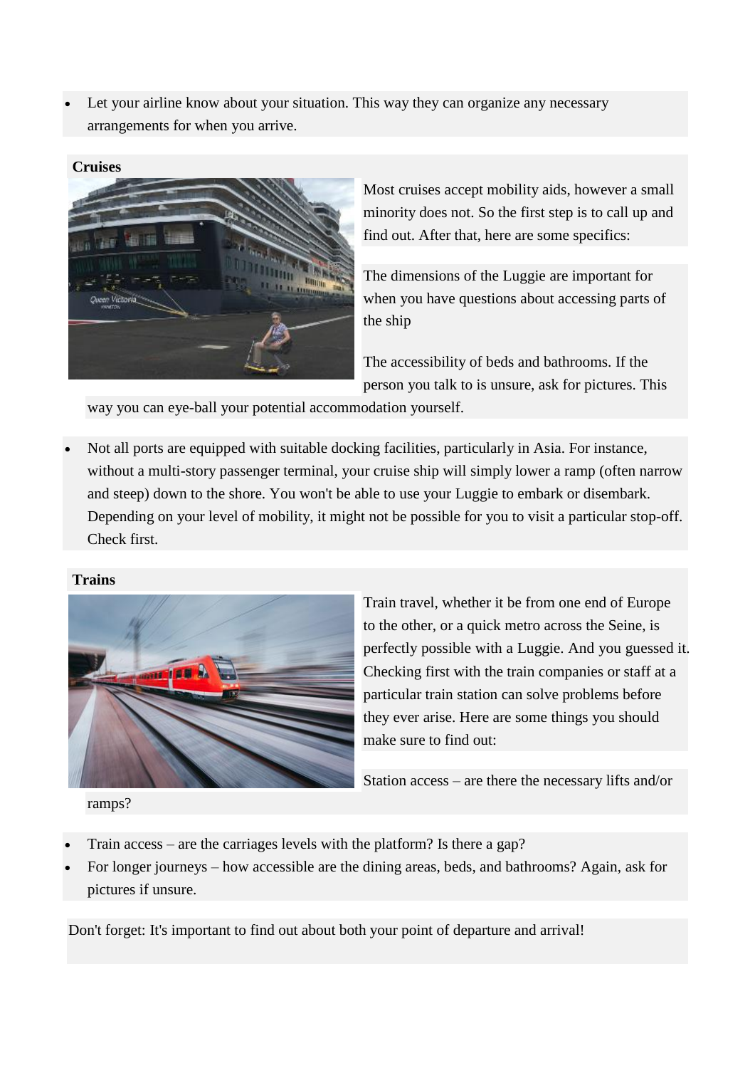- Let your airline know about your situation. This way they can organize any necessary arrangements for when you arrive.

**Cruises**

Most cruises accept mobility aids, however a small minority does not. So the first step is to call up and find out. After that, here are some specifics:

The dimensions of the Luggie are important for when you have questions about accessing parts of the ship

The accessibility of beds and bathrooms. If the person you talk to is unsure, ask for pictures. This way you can eye-ball your potential accommodation yourself.

- Not all ports are equipped with suitable docking facilities, particularly in Asia. For instance, without a multi-story passenger terminal, your cruise ship will simply lower a ramp (often narrow and steep) down to the shore. You won't be able to use your Luggie to embark or disembark. Depending on your level of mobility, it might not be possible for you to visit a particular stop-off. Check first.

**Trains**

Train travel, whether it be from one end of Europe to the other, or a quick metro across the Seine, is perfectly possible with a Luggie. And you guessed it. Checking first with the train companies or staff at a particular train station can solve problems before they ever arise. Here are some things you should make sure to find out:

Station access – are there the necessary lifts and/or ramps?

- Train access – are the carriages levels with the platform? Is there a gap?
- For longer journeys – how accessible are the dining areas, beds, and bathrooms? Again, ask for pictures if unsure.

Don't forget: It's important to find out about both your point of departure and arrival!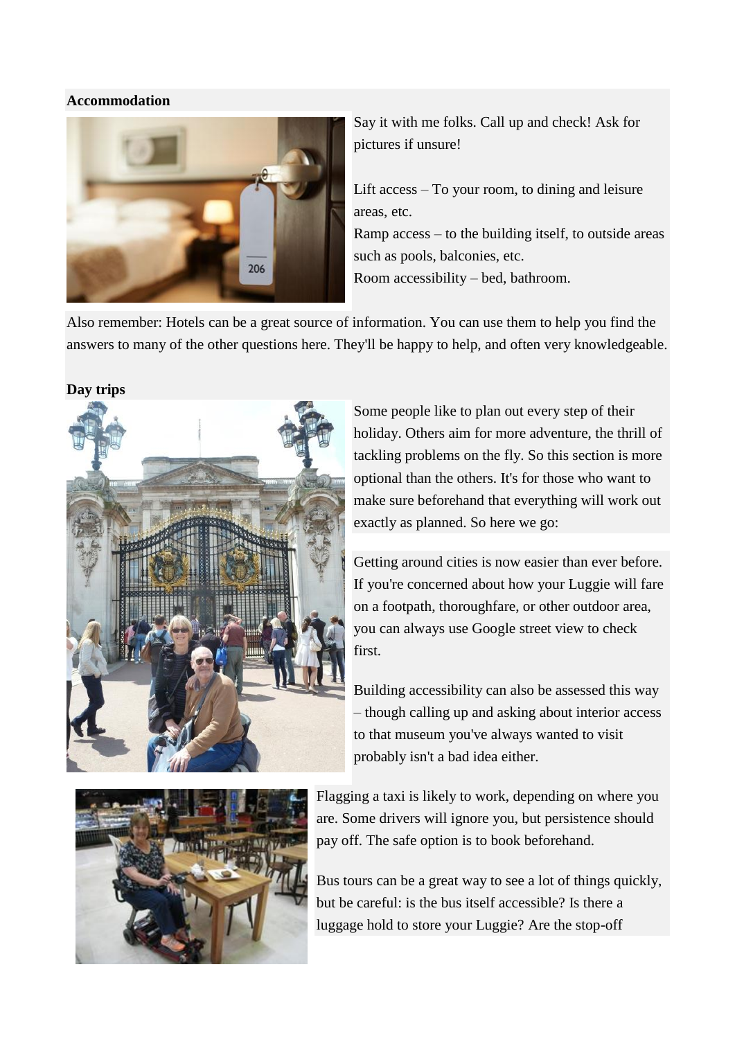**Accommodation**

Say it with me folks. Call up and check! Ask for pictures if unsure!

Lift access – To your room, to dining and leisure areas, etc.
Ramp access – to the building itself, to outside areas such as pools, balconies, etc.
Room accessibility – bed, bathroom.

Also remember: Hotels can be a great source of information. You can use them to help you find the answers to many of the other questions here. They'll be happy to help, and often very knowledgeable.

**Day trips**

Some people like to plan out every step of their holiday. Others aim for more adventure, the thrill of tackling problems on the fly. So this section is more optional than the others. It's for those who want to make sure beforehand that everything will work out exactly as planned. So here we go:

Getting around cities is now easier than ever before. If you're concerned about how your Luggie will fare on a footpath, thoroughfare, or other outdoor area, you can always use Google street view to check first.

Building accessibility can also be assessed this way – though calling up and asking about interior access to that museum you've always wanted to visit probably isn't a bad idea either.

Flagging a taxi is likely to work, depending on where you are. Some drivers will ignore you, but persistence should pay off. The safe option is to book beforehand.

Bus tours can be a great way to see a lot of things quickly, but be careful: is the bus itself accessible? Is there a luggage hold to store your Luggie? Are the stop-off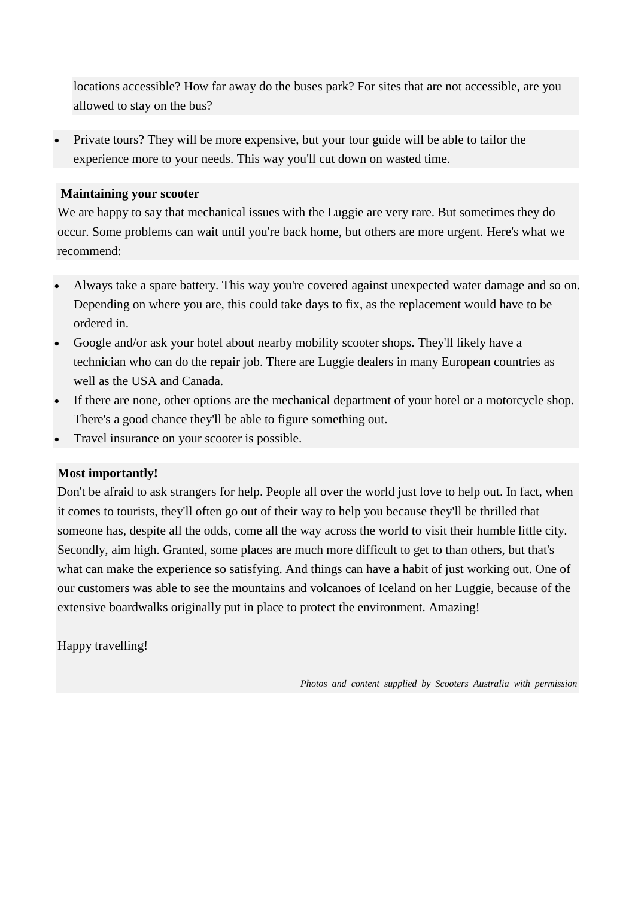locations accessible? How far away do the buses park? For sites that are not accessible, are you allowed to stay on the bus?

- Private tours? They will be more expensive, but your tour guide will be able to tailor the experience more to your needs. This way you'll cut down on wasted time.

**Maintaining your scooter**

We are happy to say that mechanical issues with the Luggie are very rare. But sometimes they do occur. Some problems can wait until you're back home, but others are more urgent. Here's what we recommend:

- Always take a spare battery. This way you're covered against unexpected water damage and so on. Depending on where you are, this could take days to fix, as the replacement would have to be ordered in.
- Google and/or ask your hotel about nearby mobility scooter shops. They'll likely have a technician who can do the repair job. There are Luggie dealers in many European countries as well as the USA and Canada.
- If there are none, other options are the mechanical department of your hotel or a motorcycle shop. There's a good chance they'll be able to figure something out.
- Travel insurance on your scooter is possible.

**Most importantly!**

Don't be afraid to ask strangers for help. People all over the world just love to help out. In fact, when it comes to tourists, they'll often go out of their way to help you because they'll be thrilled that someone has, despite all the odds, come all the way across the world to visit their humble little city. Secondly, aim high. Granted, some places are much more difficult to get to than others, but that's what can make the experience so satisfying. And things can have a habit of just working out. One of our customers was able to see the mountains and volcanoes of Iceland on her Luggie, because of the extensive boardwalks originally put in place to protect the environment. Amazing!

Happy travelling!

*Photos and content supplied by Scooters Australia with permission*